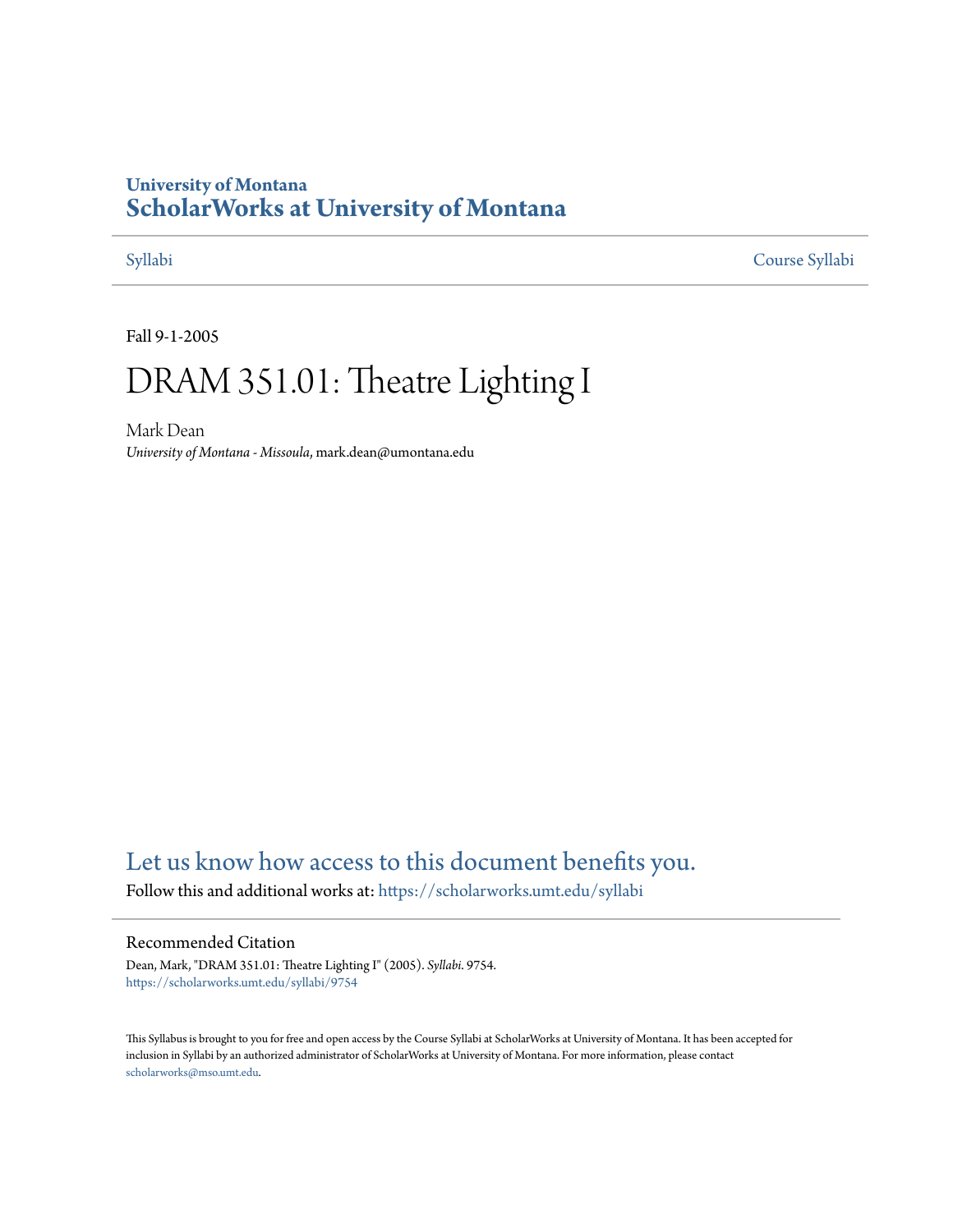University of Montana

# ScholarWorks at University of Montana

Syllabi | Course Syllabi

Fall 9-1-2005

# DRAM 351.01: Theatre Lighting I

Mark Dean

*University of Montana - Missoula*, mark.dean@umontana.edu

## Let us know how access to this document benefits you.

Follow this and additional works at: https://scholarworks.umt.edu/syllabi

### Recommended Citation

Dean, Mark, "DRAM 351.01: Theatre Lighting I" (2005). *Syllabi*. 9754.
https://scholarworks.umt.edu/syllabi/9754

This Syllabus is brought to you for free and open access by the Course Syllabi at ScholarWorks at University of Montana. It has been accepted for inclusion in Syllabi by an authorized administrator of ScholarWorks at University of Montana. For more information, please contact scholarworks@mso.umt.edu.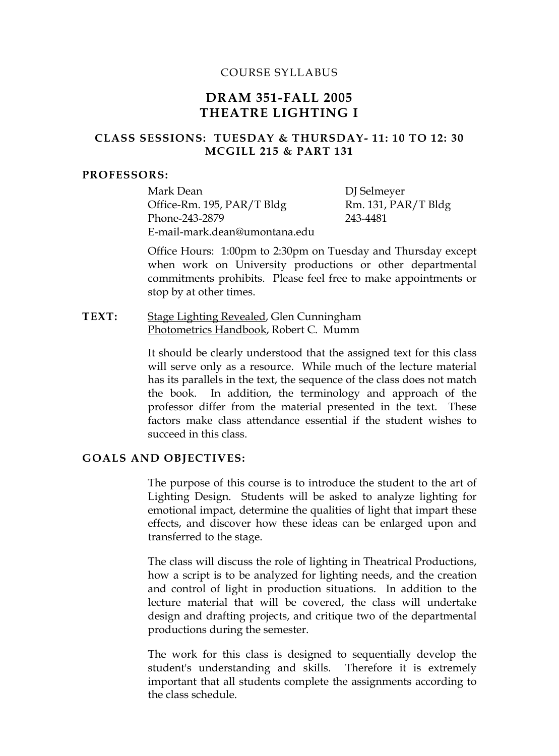COURSE SYLLABUS

# DRAM 351-FALL 2005
# THEATRE LIGHTING I

### CLASS SESSIONS: TUESDAY & THURSDAY- 11: 10 TO 12: 30
### MCGILL 215 & PART 131

**PROFESSORS:**

Mark Dean
Office-Rm. 195, PAR/T Bldg
Phone-243-2879
E-mail-mark.dean@umontana.edu

DJ Selmeyer
Rm. 131, PAR/T Bldg
243-4481

Office Hours: 1:00pm to 2:30pm on Tuesday and Thursday except when work on University productions or other departmental commitments prohibits. Please feel free to make appointments or stop by at other times.

**TEXT:** Stage Lighting Revealed, Glen Cunningham
Photometrics Handbook, Robert C. Mumm

It should be clearly understood that the assigned text for this class will serve only as a resource. While much of the lecture material has its parallels in the text, the sequence of the class does not match the book. In addition, the terminology and approach of the professor differ from the material presented in the text. These factors make class attendance essential if the student wishes to succeed in this class.

**GOALS AND OBJECTIVES:**

The purpose of this course is to introduce the student to the art of Lighting Design. Students will be asked to analyze lighting for emotional impact, determine the qualities of light that impart these effects, and discover how these ideas can be enlarged upon and transferred to the stage.

The class will discuss the role of lighting in Theatrical Productions, how a script is to be analyzed for lighting needs, and the creation and control of light in production situations. In addition to the lecture material that will be covered, the class will undertake design and drafting projects, and critique two of the departmental productions during the semester.

The work for this class is designed to sequentially develop the student's understanding and skills. Therefore it is extremely important that all students complete the assignments according to the class schedule.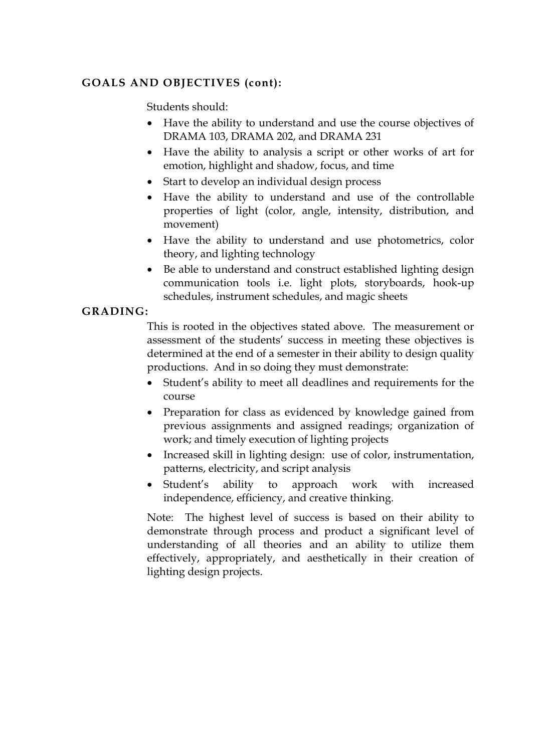**GOALS AND OBJECTIVES (cont):**

Students should:

- Have the ability to understand and use the course objectives of DRAMA 103, DRAMA 202, and DRAMA 231
- Have the ability to analysis a script or other works of art for emotion, highlight and shadow, focus, and time
- Start to develop an individual design process
- Have the ability to understand and use of the controllable properties of light (color, angle, intensity, distribution, and movement)
- Have the ability to understand and use photometrics, color theory, and lighting technology
- Be able to understand and construct established lighting design communication tools i.e. light plots, storyboards, hook-up schedules, instrument schedules, and magic sheets

**GRADING:**

This is rooted in the objectives stated above. The measurement or assessment of the students' success in meeting these objectives is determined at the end of a semester in their ability to design quality productions. And in so doing they must demonstrate:

- Student's ability to meet all deadlines and requirements for the course
- Preparation for class as evidenced by knowledge gained from previous assignments and assigned readings; organization of work; and timely execution of lighting projects
- Increased skill in lighting design: use of color, instrumentation, patterns, electricity, and script analysis
- Student's ability to approach work with increased independence, efficiency, and creative thinking.

Note: The highest level of success is based on their ability to demonstrate through process and product a significant level of understanding of all theories and an ability to utilize them effectively, appropriately, and aesthetically in their creation of lighting design projects.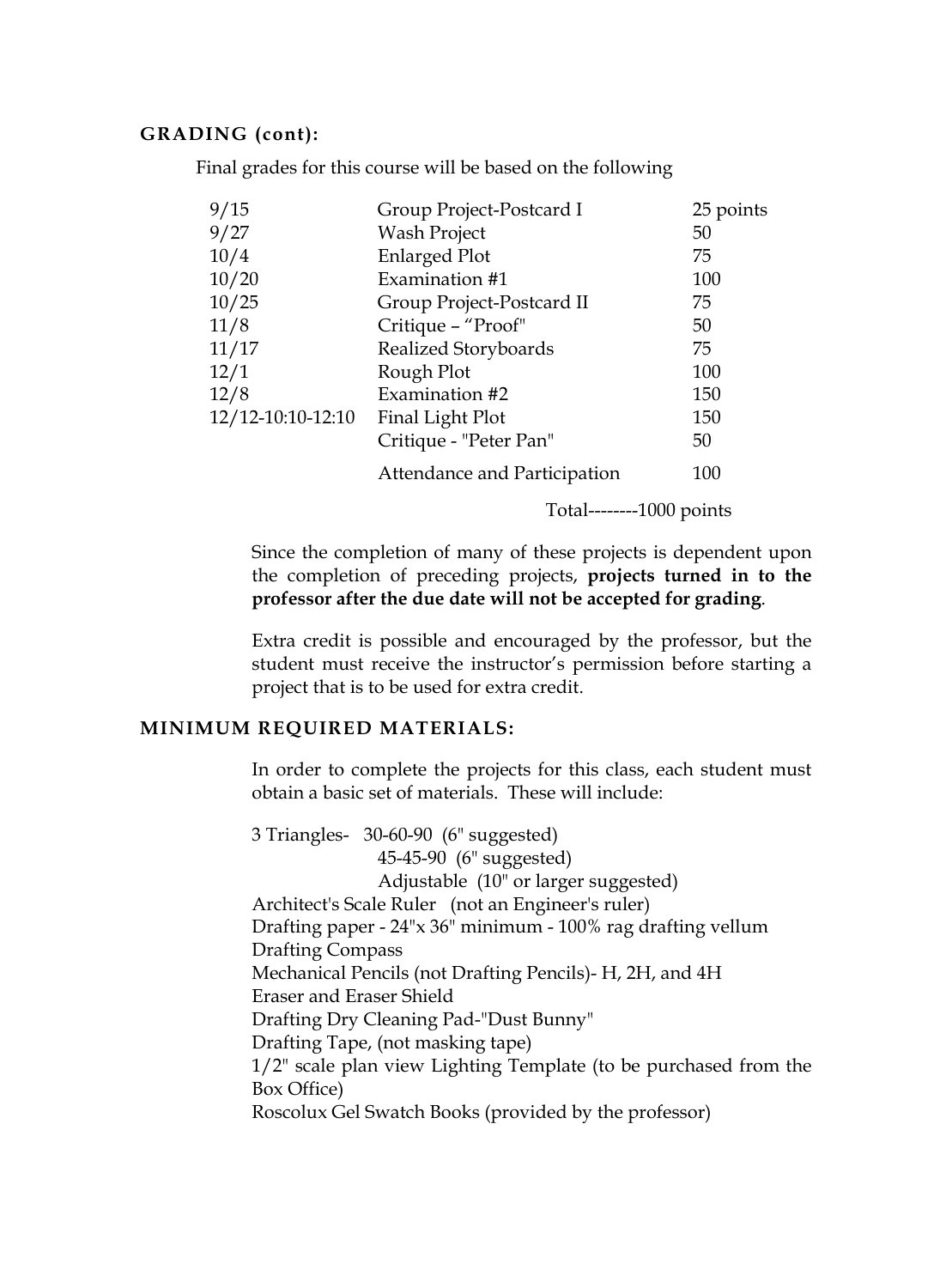## GRADING (cont):

Final grades for this course will be based on the following

| | | |
|---|---|---|
| 9/15 | Group Project-Postcard I | 25 points |
| 9/27 | Wash Project | 50 |
| 10/4 | Enlarged Plot | 75 |
| 10/20 | Examination #1 | 100 |
| 10/25 | Group Project-Postcard II | 75 |
| 11/8 | Critique – "Proof" | 50 |
| 11/17 | Realized Storyboards | 75 |
| 12/1 | Rough Plot | 100 |
| 12/8 | Examination #2 | 150 |
| 12/12-10:10-12:10 | Final Light Plot | 150 |
| | Critique - "Peter Pan" | 50 |
| | Attendance and Participation | 100 |
| | | Total--------1000 points |

Since the completion of many of these projects is dependent upon the completion of preceding projects, **projects turned in to the professor after the due date will not be accepted for grading**.

Extra credit is possible and encouraged by the professor, but the student must receive the instructor's permission before starting a project that is to be used for extra credit.

## MINIMUM REQUIRED MATERIALS:

In order to complete the projects for this class, each student must obtain a basic set of materials. These will include:

3 Triangles- 30-60-90 (6" suggested)
45-45-90 (6" suggested)
Adjustable (10" or larger suggested)
Architect's Scale Ruler (not an Engineer's ruler)
Drafting paper - 24"x 36" minimum - 100% rag drafting vellum
Drafting Compass
Mechanical Pencils (not Drafting Pencils)- H, 2H, and 4H
Eraser and Eraser Shield
Drafting Dry Cleaning Pad-"Dust Bunny"
Drafting Tape, (not masking tape)
1/2" scale plan view Lighting Template (to be purchased from the Box Office)
Roscolux Gel Swatch Books (provided by the professor)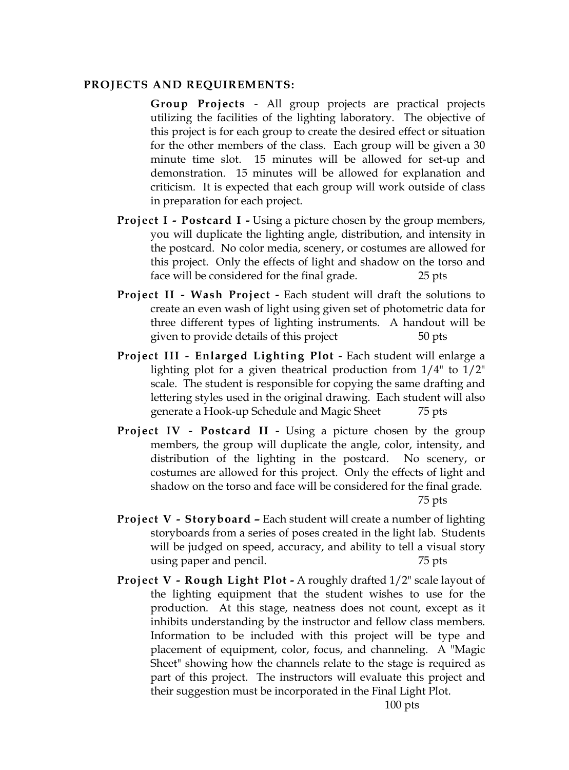## PROJECTS AND REQUIREMENTS:

**Group Projects** - All group projects are practical projects utilizing the facilities of the lighting laboratory. The objective of this project is for each group to create the desired effect or situation for the other members of the class. Each group will be given a 30 minute time slot. 15 minutes will be allowed for set-up and demonstration. 15 minutes will be allowed for explanation and criticism. It is expected that each group will work outside of class in preparation for each project.

**Project I - Postcard I -** Using a picture chosen by the group members, you will duplicate the lighting angle, distribution, and intensity in the postcard. No color media, scenery, or costumes are allowed for this project. Only the effects of light and shadow on the torso and face will be considered for the final grade. 25 pts

**Project II - Wash Project -** Each student will draft the solutions to create an even wash of light using given set of photometric data for three different types of lighting instruments. A handout will be given to provide details of this project 50 pts

**Project III - Enlarged Lighting Plot -** Each student will enlarge a lighting plot for a given theatrical production from 1/4" to 1/2" scale. The student is responsible for copying the same drafting and lettering styles used in the original drawing. Each student will also generate a Hook-up Schedule and Magic Sheet 75 pts

**Project IV - Postcard II -** Using a picture chosen by the group members, the group will duplicate the angle, color, intensity, and distribution of the lighting in the postcard. No scenery, or costumes are allowed for this project. Only the effects of light and shadow on the torso and face will be considered for the final grade. 75 pts

**Project V - Storyboard –** Each student will create a number of lighting storyboards from a series of poses created in the light lab. Students will be judged on speed, accuracy, and ability to tell a visual story using paper and pencil. 75 pts

**Project V - Rough Light Plot -** A roughly drafted 1/2" scale layout of the lighting equipment that the student wishes to use for the production. At this stage, neatness does not count, except as it inhibits understanding by the instructor and fellow class members. Information to be included with this project will be type and placement of equipment, color, focus, and channeling. A "Magic Sheet" showing how the channels relate to the stage is required as part of this project. The instructors will evaluate this project and their suggestion must be incorporated in the Final Light Plot. 100 pts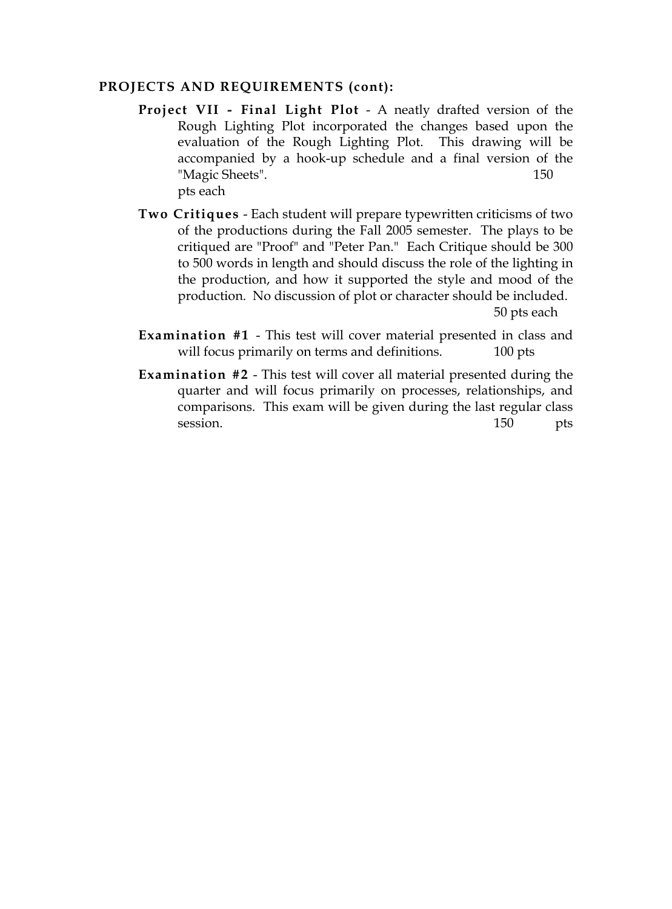**PROJECTS AND REQUIREMENTS (cont):**

**Project VII - Final Light Plot** - A neatly drafted version of the Rough Lighting Plot incorporated the changes based upon the evaluation of the Rough Lighting Plot. This drawing will be accompanied by a hook-up schedule and a final version of the "Magic Sheets". 150 pts each

**Two Critiques** - Each student will prepare typewritten criticisms of two of the productions during the Fall 2005 semester. The plays to be critiqued are "Proof" and "Peter Pan." Each Critique should be 300 to 500 words in length and should discuss the role of the lighting in the production, and how it supported the style and mood of the production. No discussion of plot or character should be included. 50 pts each

**Examination #1** - This test will cover material presented in class and will focus primarily on terms and definitions. 100 pts

**Examination #2** - This test will cover all material presented during the quarter and will focus primarily on processes, relationships, and comparisons. This exam will be given during the last regular class session. 150 pts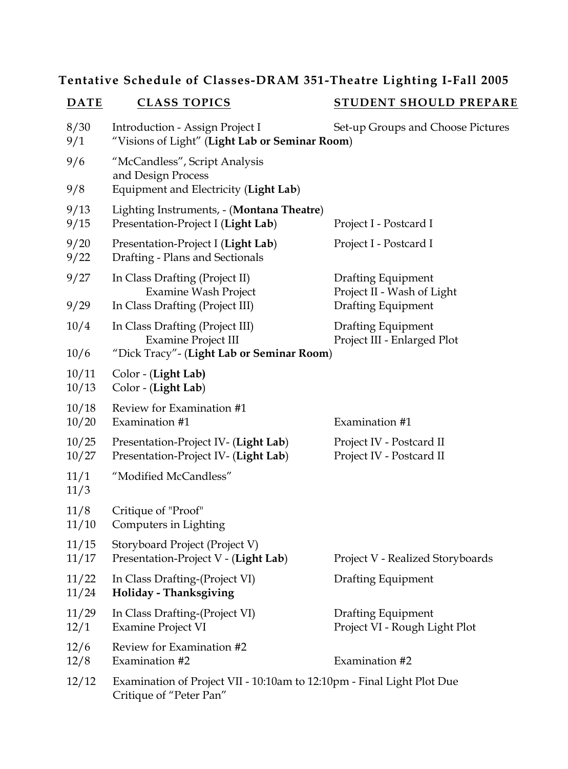## Tentative Schedule of Classes-DRAM 351-Theatre Lighting I-Fall 2005

| DATE | CLASS TOPICS | STUDENT SHOULD PREPARE |
|---|---|---|
| 8/30 | Introduction - Assign Project I | Set-up Groups and Choose Pictures |
| 9/1 | "Visions of Light" (**Light Lab or Seminar Room**) | |
| 9/6 | "McCandless", Script Analysis and Design Process | |
| 9/8 | Equipment and Electricity (**Light Lab**) | |
| 9/13 | Lighting Instruments, - (**Montana Theatre**) | |
| 9/15 | Presentation-Project I (**Light Lab**) | Project I - Postcard I |
| 9/20 | Presentation-Project I (**Light Lab**) | Project I - Postcard I |
| 9/22 | Drafting - Plans and Sectionals | |
| 9/27 | In Class Drafting (Project II)<br>Examine Wash Project | Drafting Equipment<br>Project II - Wash of Light |
| 9/29 | In Class Drafting (Project III) | Drafting Equipment |
| 10/4 | In Class Drafting (Project III)<br>Examine Project III | Drafting Equipment<br>Project III - Enlarged Plot |
| 10/6 | "Dick Tracy"- (**Light Lab or Seminar Room**) | |
| 10/11 | Color - (**Light Lab)** | |
| 10/13 | Color - (**Light Lab**) | |
| 10/18 | Review for Examination #1 | |
| 10/20 | Examination #1 | Examination #1 |
| 10/25 | Presentation-Project IV- (**Light Lab**) | Project IV - Postcard II |
| 10/27 | Presentation-Project IV- (**Light Lab**) | Project IV - Postcard II |
| 11/1 | "Modified McCandless" | |
| 11/3 | | |
| 11/8 | Critique of "Proof" | |
| 11/10 | Computers in Lighting | |
| 11/15 | Storyboard Project (Project V) | |
| 11/17 | Presentation-Project V - (**Light Lab**) | Project V - Realized Storyboards |
| 11/22 | In Class Drafting-(Project VI) | Drafting Equipment |
| 11/24 | **Holiday - Thanksgiving** | |
| 11/29 | In Class Drafting-(Project VI) | Drafting Equipment |
| 12/1 | Examine Project VI | Project VI - Rough Light Plot |
| 12/6 | Review for Examination #2 | |
| 12/8 | Examination #2 | Examination #2 |
| 12/12 | Examination of Project VII - 10:10am to 12:10pm - Final Light Plot Due<br>Critique of "Peter Pan" | |